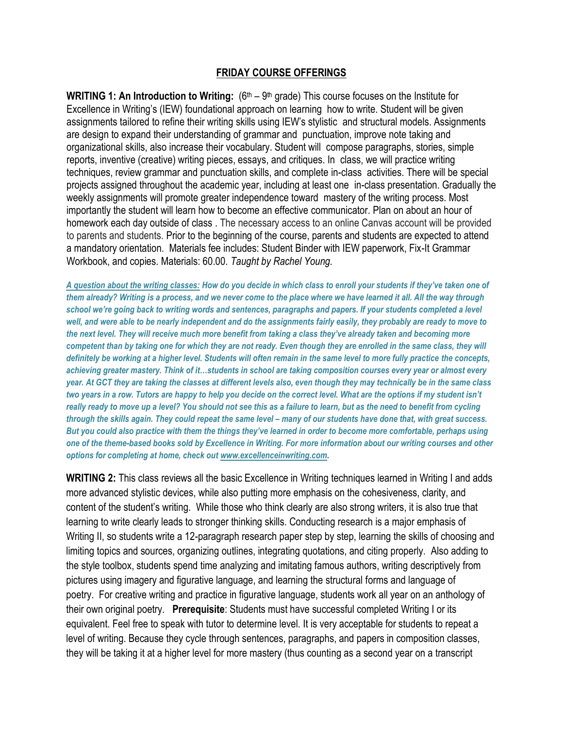## FRIDAY COURSE OFFERINGS

**WRITING 1: An Introduction to Writing:** (6th – 9th grade) This course focuses on the Institute for Excellence in Writing's (IEW) foundational approach on learning how to write. Student will be given assignments tailored to refine their writing skills using IEW's stylistic and structural models. Assignments are design to expand their understanding of grammar and punctuation, improve note taking and organizational skills, also increase their vocabulary. Student will compose paragraphs, stories, simple reports, inventive (creative) writing pieces, essays, and critiques. In class, we will practice writing techniques, review grammar and punctuation skills, and complete in-class activities. There will be special projects assigned throughout the academic year, including at least one in-class presentation. Gradually the weekly assignments will promote greater independence toward mastery of the writing process. Most importantly the student will learn how to become an effective communicator. Plan on about an hour of homework each day outside of class . The necessary access to an online Canvas account will be provided to parents and students. Prior to the beginning of the course, parents and students are expected to attend a mandatory orientation. Materials fee includes: Student Binder with IEW paperwork, Fix-It Grammar Workbook, and copies. Materials: 60.00. *Taught by Rachel Young.*

***A question about the writing classes:* *How do you decide in which class to enroll your students if they've taken one of them already? Writing is a process, and we never come to the place where we have learned it all. All the way through school we're going back to writing words and sentences, paragraphs and papers. If your students completed a level well, and were able to be nearly independent and do the assignments fairly easily, they probably are ready to move to the next level. They will receive much more benefit from taking a class they've already taken and becoming more competent than by taking one for which they are not ready. Even though they are enrolled in the same class, they will definitely be working at a higher level. Students will often remain in the same level to more fully practice the concepts, achieving greater mastery. Think of it…students in school are taking composition courses every year or almost every year. At GCT they are taking the classes at different levels also, even though they may technically be in the same class two years in a row. Tutors are happy to help you decide on the correct level. What are the options if my student isn't really ready to move up a level? You should not see this as a failure to learn, but as the need to benefit from cycling through the skills again. They could repeat the same level – many of our students have done that, with great success. But you could also practice with them the things they've learned in order to become more comfortable, perhaps using one of the theme-based books sold by Excellence in Writing. For more information about our writing courses and other options for completing at home, check out www.excellenceinwriting.com.***

**WRITING 2:** This class reviews all the basic Excellence in Writing techniques learned in Writing I and adds more advanced stylistic devices, while also putting more emphasis on the cohesiveness, clarity, and content of the student's writing. While those who think clearly are also strong writers, it is also true that learning to write clearly leads to stronger thinking skills. Conducting research is a major emphasis of Writing II, so students write a 12-paragraph research paper step by step, learning the skills of choosing and limiting topics and sources, organizing outlines, integrating quotations, and citing properly. Also adding to the style toolbox, students spend time analyzing and imitating famous authors, writing descriptively from pictures using imagery and figurative language, and learning the structural forms and language of poetry. For creative writing and practice in figurative language, students work all year on an anthology of their own original poetry. **Prerequisite**: Students must have successful completed Writing I or its equivalent. Feel free to speak with tutor to determine level. It is very acceptable for students to repeat a level of writing. Because they cycle through sentences, paragraphs, and papers in composition classes, they will be taking it at a higher level for more mastery (thus counting as a second year on a transcript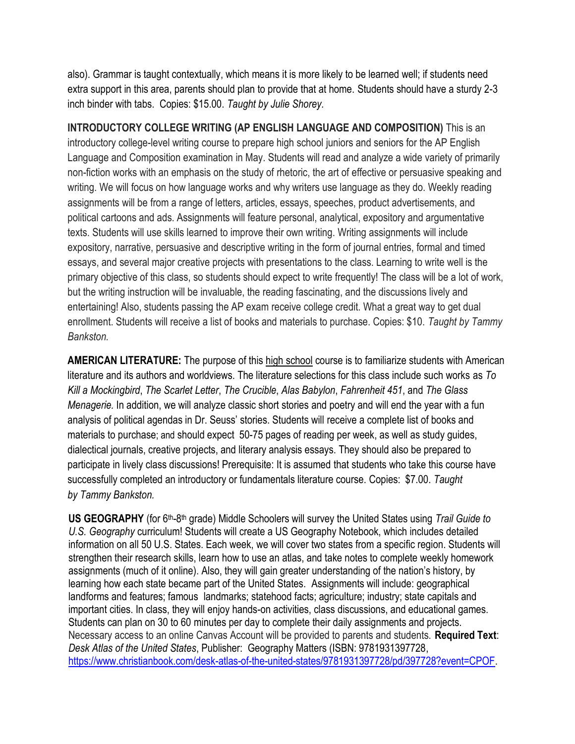also). Grammar is taught contextually, which means it is more likely to be learned well; if students need extra support in this area, parents should plan to provide that at home. Students should have a sturdy 2-3 inch binder with tabs. Copies: $15.00. *Taught by Julie Shorey.*

**INTRODUCTORY COLLEGE WRITING (AP ENGLISH LANGUAGE AND COMPOSITION)** This is an introductory college-level writing course to prepare high school juniors and seniors for the AP English Language and Composition examination in May. Students will read and analyze a wide variety of primarily non-fiction works with an emphasis on the study of rhetoric, the art of effective or persuasive speaking and writing. We will focus on how language works and why writers use language as they do. Weekly reading assignments will be from a range of letters, articles, essays, speeches, product advertisements, and political cartoons and ads. Assignments will feature personal, analytical, expository and argumentative texts. Students will use skills learned to improve their own writing. Writing assignments will include expository, narrative, persuasive and descriptive writing in the form of journal entries, formal and timed essays, and several major creative projects with presentations to the class. Learning to write well is the primary objective of this class, so students should expect to write frequently! The class will be a lot of work, but the writing instruction will be invaluable, the reading fascinating, and the discussions lively and entertaining! Also, students passing the AP exam receive college credit. What a great way to get dual enrollment. Students will receive a list of books and materials to purchase. Copies: $10. *Taught by Tammy Bankston.*

**AMERICAN LITERATURE:** The purpose of this high school course is to familiarize students with American literature and its authors and worldviews. The literature selections for this class include such works as *To Kill a Mockingbird*, *The Scarlet Letter*, *The Crucible*, *Alas Babylon*, *Fahrenheit 451*, and *The Glass Menagerie.* In addition, we will analyze classic short stories and poetry and will end the year with a fun analysis of political agendas in Dr. Seuss' stories. Students will receive a complete list of books and materials to purchase; and should expect 50-75 pages of reading per week, as well as study guides, dialectical journals, creative projects, and literary analysis essays. They should also be prepared to participate in lively class discussions! Prerequisite: It is assumed that students who take this course have successfully completed an introductory or fundamentals literature course. Copies: $7.00. *Taught by Tammy Bankston.*

**US GEOGRAPHY** (for 6th-8th grade) Middle Schoolers will survey the United States using *Trail Guide to U.S. Geography* curriculum! Students will create a US Geography Notebook, which includes detailed information on all 50 U.S. States. Each week, we will cover two states from a specific region. Students will strengthen their research skills, learn how to use an atlas, and take notes to complete weekly homework assignments (much of it online). Also, they will gain greater understanding of the nation's history, by learning how each state became part of the United States. Assignments will include: geographical landforms and features; famous landmarks; statehood facts; agriculture; industry; state capitals and important cities. In class, they will enjoy hands-on activities, class discussions, and educational games. Students can plan on 30 to 60 minutes per day to complete their daily assignments and projects. Necessary access to an online Canvas Account will be provided to parents and students. **Required Text**: *Desk Atlas of the United States*, Publisher: Geography Matters (ISBN: 9781931397728, https://www.christianbook.com/desk-atlas-of-the-united-states/9781931397728/pd/397728?event=CPOF.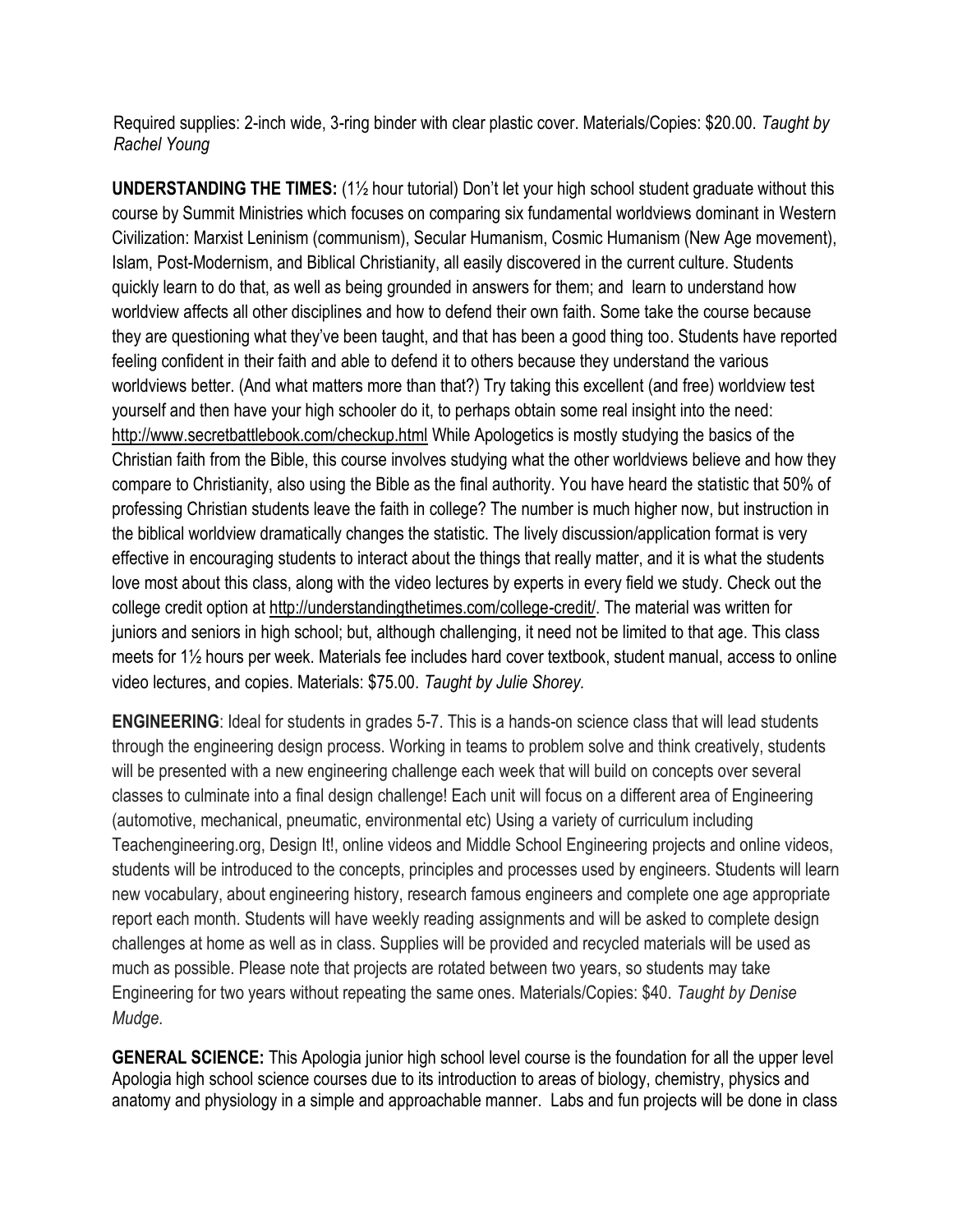Required supplies: 2-inch wide, 3-ring binder with clear plastic cover. Materials/Copies: $20.00. *Taught by Rachel Young*

**UNDERSTANDING THE TIMES:** (1½ hour tutorial) Don't let your high school student graduate without this course by Summit Ministries which focuses on comparing six fundamental worldviews dominant in Western Civilization: Marxist Leninism (communism), Secular Humanism, Cosmic Humanism (New Age movement), Islam, Post-Modernism, and Biblical Christianity, all easily discovered in the current culture. Students quickly learn to do that, as well as being grounded in answers for them; and learn to understand how worldview affects all other disciplines and how to defend their own faith. Some take the course because they are questioning what they've been taught, and that has been a good thing too. Students have reported feeling confident in their faith and able to defend it to others because they understand the various worldviews better. (And what matters more than that?) Try taking this excellent (and free) worldview test yourself and then have your high schooler do it, to perhaps obtain some real insight into the need: http://www.secretbattlebook.com/checkup.html While Apologetics is mostly studying the basics of the Christian faith from the Bible, this course involves studying what the other worldviews believe and how they compare to Christianity, also using the Bible as the final authority. You have heard the statistic that 50% of professing Christian students leave the faith in college? The number is much higher now, but instruction in the biblical worldview dramatically changes the statistic. The lively discussion/application format is very effective in encouraging students to interact about the things that really matter, and it is what the students love most about this class, along with the video lectures by experts in every field we study. Check out the college credit option at http://understandingthetimes.com/college-credit/. The material was written for juniors and seniors in high school; but, although challenging, it need not be limited to that age. This class meets for 1½ hours per week. Materials fee includes hard cover textbook, student manual, access to online video lectures, and copies. Materials: $75.00. *Taught by Julie Shorey.*

**ENGINEERING**: Ideal for students in grades 5-7. This is a hands-on science class that will lead students through the engineering design process. Working in teams to problem solve and think creatively, students will be presented with a new engineering challenge each week that will build on concepts over several classes to culminate into a final design challenge! Each unit will focus on a different area of Engineering (automotive, mechanical, pneumatic, environmental etc) Using a variety of curriculum including Teachengineering.org, Design It!, online videos and Middle School Engineering projects and online videos, students will be introduced to the concepts, principles and processes used by engineers. Students will learn new vocabulary, about engineering history, research famous engineers and complete one age appropriate report each month. Students will have weekly reading assignments and will be asked to complete design challenges at home as well as in class. Supplies will be provided and recycled materials will be used as much as possible. Please note that projects are rotated between two years, so students may take Engineering for two years without repeating the same ones. Materials/Copies: $40. *Taught by Denise Mudge.*

**GENERAL SCIENCE:** This Apologia junior high school level course is the foundation for all the upper level Apologia high school science courses due to its introduction to areas of biology, chemistry, physics and anatomy and physiology in a simple and approachable manner. Labs and fun projects will be done in class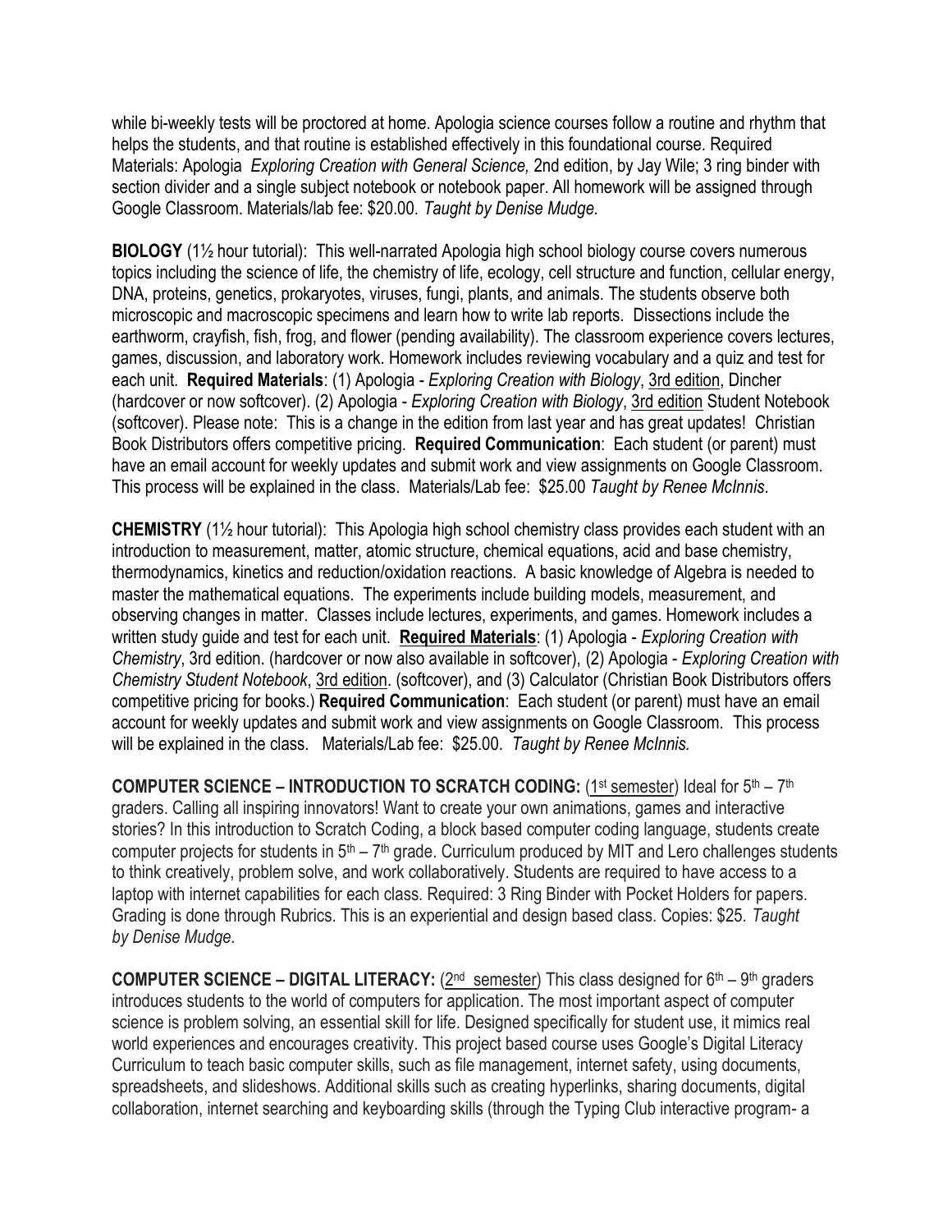while bi-weekly tests will be proctored at home. Apologia science courses follow a routine and rhythm that helps the students, and that routine is established effectively in this foundational course. Required Materials: Apologia *Exploring Creation with General Science,* 2nd edition, by Jay Wile; 3 ring binder with section divider and a single subject notebook or notebook paper. All homework will be assigned through Google Classroom. Materials/lab fee: $20.00. *Taught by Denise Mudge.*

**BIOLOGY** (1½ hour tutorial): This well-narrated Apologia high school biology course covers numerous topics including the science of life, the chemistry of life, ecology, cell structure and function, cellular energy, DNA, proteins, genetics, prokaryotes, viruses, fungi, plants, and animals. The students observe both microscopic and macroscopic specimens and learn how to write lab reports. Dissections include the earthworm, crayfish, fish, frog, and flower (pending availability). The classroom experience covers lectures, games, discussion, and laboratory work. Homework includes reviewing vocabulary and a quiz and test for each unit. **Required Materials**: (1) Apologia - *Exploring Creation with Biology*, 3rd edition, Dincher (hardcover or now softcover). (2) Apologia - *Exploring Creation with Biology*, 3rd edition Student Notebook (softcover). Please note: This is a change in the edition from last year and has great updates! Christian Book Distributors offers competitive pricing. **Required Communication**: Each student (or parent) must have an email account for weekly updates and submit work and view assignments on Google Classroom. This process will be explained in the class. Materials/Lab fee: $25.00 *Taught by Renee McInnis*.

**CHEMISTRY** (1½ hour tutorial): This Apologia high school chemistry class provides each student with an introduction to measurement, matter, atomic structure, chemical equations, acid and base chemistry, thermodynamics, kinetics and reduction/oxidation reactions. A basic knowledge of Algebra is needed to master the mathematical equations. The experiments include building models, measurement, and observing changes in matter. Classes include lectures, experiments, and games. Homework includes a written study guide and test for each unit. **Required Materials**: (1) Apologia - *Exploring Creation with Chemistry*, 3rd edition. (hardcover or now also available in softcover), (2) Apologia - *Exploring Creation with Chemistry Student Notebook*, 3rd edition. (softcover), and (3) Calculator (Christian Book Distributors offers competitive pricing for books.) **Required Communication**: Each student (or parent) must have an email account for weekly updates and submit work and view assignments on Google Classroom. This process will be explained in the class. Materials/Lab fee: $25.00. *Taught by Renee McInnis.*

**COMPUTER SCIENCE – INTRODUCTION TO SCRATCH CODING:** (1st semester) Ideal for 5th – 7th graders. Calling all inspiring innovators! Want to create your own animations, games and interactive stories? In this introduction to Scratch Coding, a block based computer coding language, students create computer projects for students in 5th – 7th grade. Curriculum produced by MIT and Lero challenges students to think creatively, problem solve, and work collaboratively. Students are required to have access to a laptop with internet capabilities for each class. Required: 3 Ring Binder with Pocket Holders for papers. Grading is done through Rubrics. This is an experiential and design based class. Copies: $25. *Taught by Denise Mudge.*

**COMPUTER SCIENCE – DIGITAL LITERACY:** (2nd semester) This class designed for 6th – 9th graders introduces students to the world of computers for application. The most important aspect of computer science is problem solving, an essential skill for life. Designed specifically for student use, it mimics real world experiences and encourages creativity. This project based course uses Google's Digital Literacy Curriculum to teach basic computer skills, such as file management, internet safety, using documents, spreadsheets, and slideshows. Additional skills such as creating hyperlinks, sharing documents, digital collaboration, internet searching and keyboarding skills (through the Typing Club interactive program- a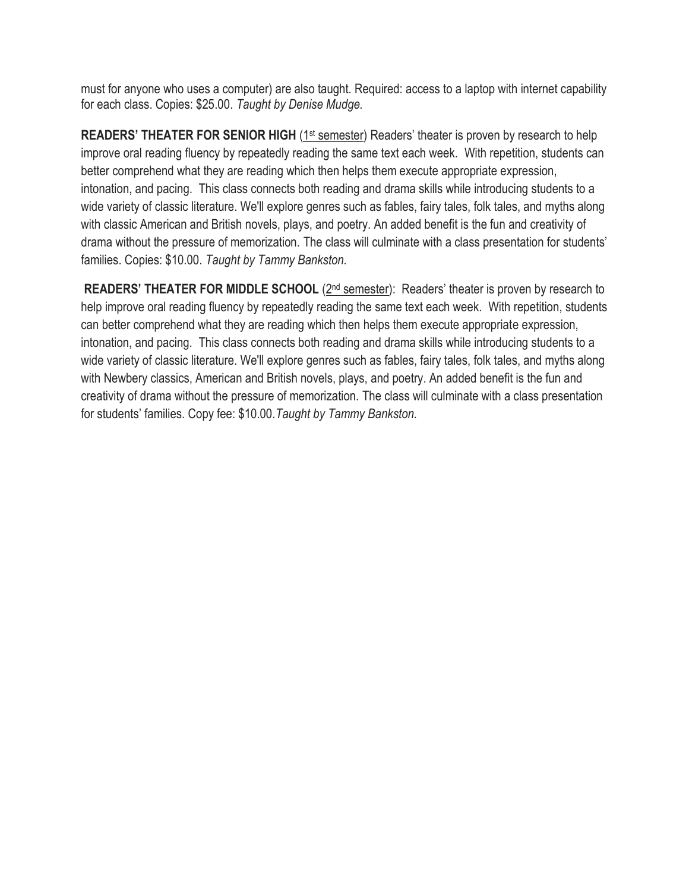must for anyone who uses a computer) are also taught. Required: access to a laptop with internet capability for each class. Copies: $25.00. *Taught by Denise Mudge.*

**READERS' THEATER FOR SENIOR HIGH** (1st semester) Readers' theater is proven by research to help improve oral reading fluency by repeatedly reading the same text each week. With repetition, students can better comprehend what they are reading which then helps them execute appropriate expression, intonation, and pacing. This class connects both reading and drama skills while introducing students to a wide variety of classic literature. We'll explore genres such as fables, fairy tales, folk tales, and myths along with classic American and British novels, plays, and poetry. An added benefit is the fun and creativity of drama without the pressure of memorization. The class will culminate with a class presentation for students' families. Copies: $10.00. *Taught by Tammy Bankston.*

**READERS' THEATER FOR MIDDLE SCHOOL** (2nd semester): Readers' theater is proven by research to help improve oral reading fluency by repeatedly reading the same text each week. With repetition, students can better comprehend what they are reading which then helps them execute appropriate expression, intonation, and pacing. This class connects both reading and drama skills while introducing students to a wide variety of classic literature. We'll explore genres such as fables, fairy tales, folk tales, and myths along with Newbery classics, American and British novels, plays, and poetry. An added benefit is the fun and creativity of drama without the pressure of memorization. The class will culminate with a class presentation for students' families. Copy fee: $10.00. *Taught by Tammy Bankston.*